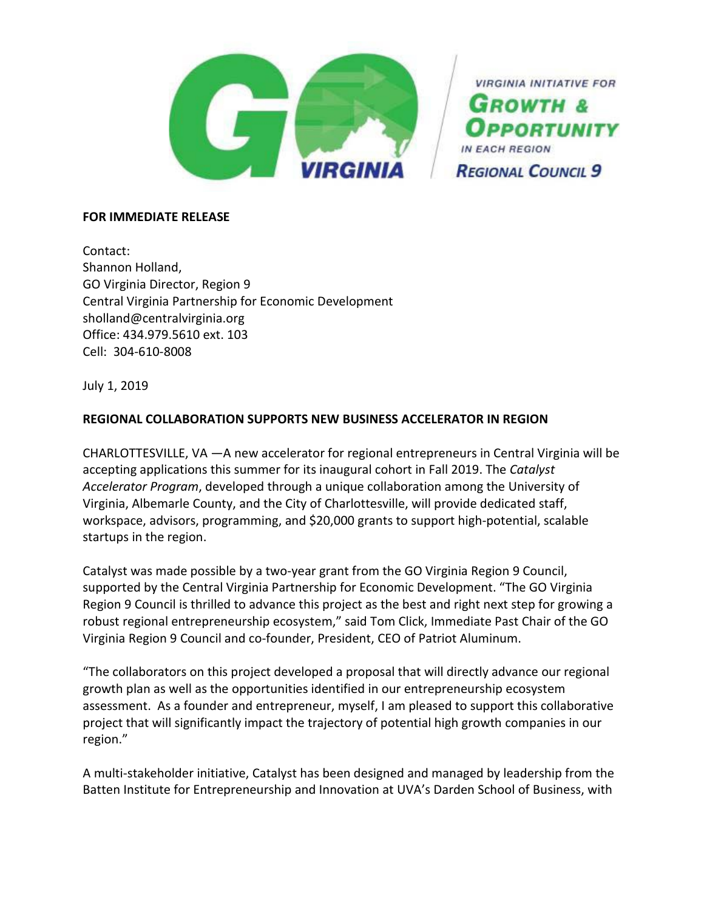GO VIRGINIA

VIRGINIA INITIATIVE FOR **GROWTH & OPPORTUNITY** IN EACH REGION

**REGIONAL COUNCIL 9**

**FOR IMMEDIATE RELEASE**

Contact:
Shannon Holland,
GO Virginia Director, Region 9
Central Virginia Partnership for Economic Development
sholland@centralvirginia.org
Office: 434.979.5610 ext. 103
Cell: 304-610-8008

July 1, 2019

**REGIONAL COLLABORATION SUPPORTS NEW BUSINESS ACCELERATOR IN REGION**

CHARLOTTESVILLE, VA —A new accelerator for regional entrepreneurs in Central Virginia will be accepting applications this summer for its inaugural cohort in Fall 2019. The *Catalyst Accelerator Program*, developed through a unique collaboration among the University of Virginia, Albemarle County, and the City of Charlottesville, will provide dedicated staff, workspace, advisors, programming, and $20,000 grants to support high-potential, scalable startups in the region.

Catalyst was made possible by a two-year grant from the GO Virginia Region 9 Council, supported by the Central Virginia Partnership for Economic Development. "The GO Virginia Region 9 Council is thrilled to advance this project as the best and right next step for growing a robust regional entrepreneurship ecosystem," said Tom Click, Immediate Past Chair of the GO Virginia Region 9 Council and co-founder, President, CEO of Patriot Aluminum.

"The collaborators on this project developed a proposal that will directly advance our regional growth plan as well as the opportunities identified in our entrepreneurship ecosystem assessment. As a founder and entrepreneur, myself, I am pleased to support this collaborative project that will significantly impact the trajectory of potential high growth companies in our region."

A multi-stakeholder initiative, Catalyst has been designed and managed by leadership from the Batten Institute for Entrepreneurship and Innovation at UVA's Darden School of Business, with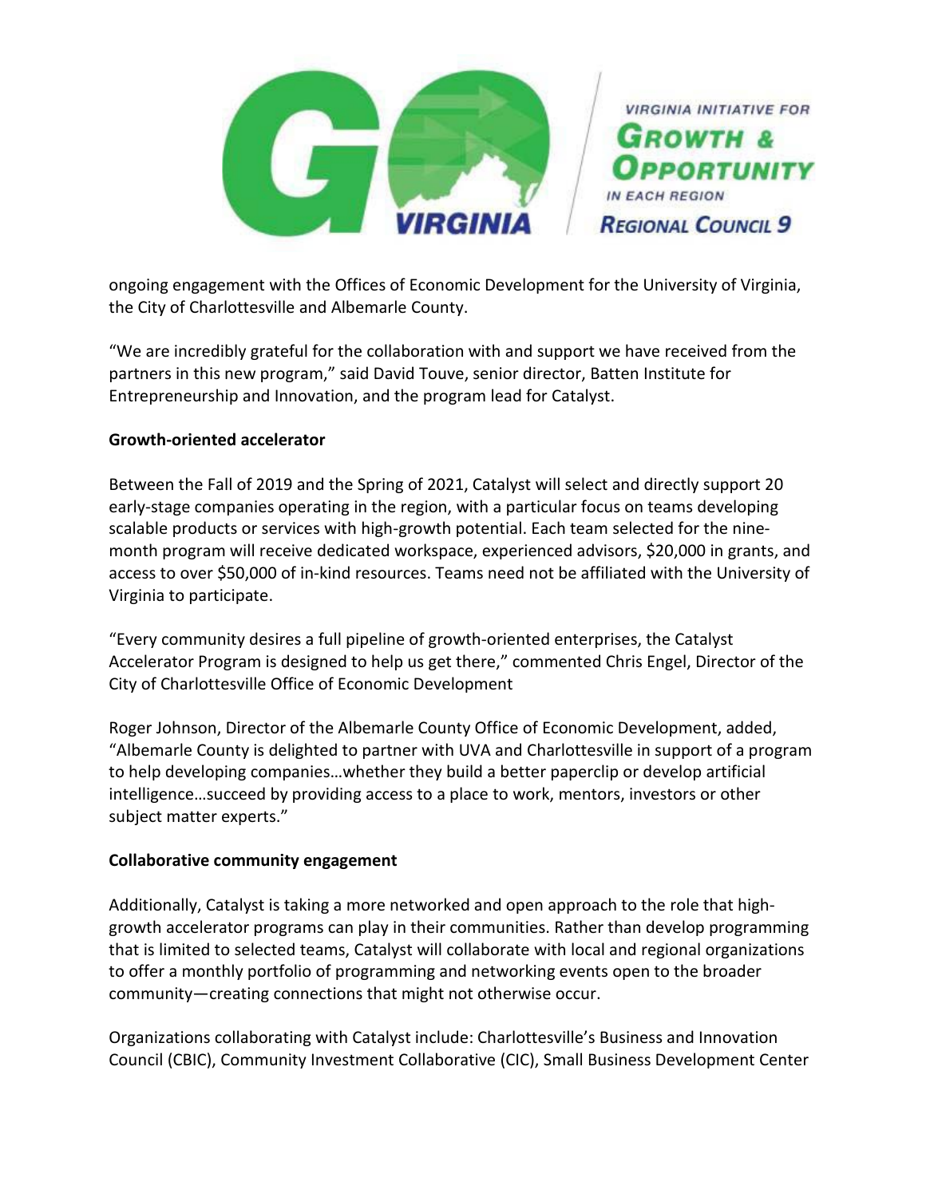ongoing engagement with the Offices of Economic Development for the University of Virginia, the City of Charlottesville and Albemarle County.

"We are incredibly grateful for the collaboration with and support we have received from the partners in this new program," said David Touve, senior director, Batten Institute for Entrepreneurship and Innovation, and the program lead for Catalyst.

**Growth-oriented accelerator**

Between the Fall of 2019 and the Spring of 2021, Catalyst will select and directly support 20 early-stage companies operating in the region, with a particular focus on teams developing scalable products or services with high-growth potential. Each team selected for the nine-month program will receive dedicated workspace, experienced advisors, $20,000 in grants, and access to over $50,000 of in-kind resources. Teams need not be affiliated with the University of Virginia to participate.

"Every community desires a full pipeline of growth-oriented enterprises, the Catalyst Accelerator Program is designed to help us get there," commented Chris Engel, Director of the City of Charlottesville Office of Economic Development

Roger Johnson, Director of the Albemarle County Office of Economic Development, added, "Albemarle County is delighted to partner with UVA and Charlottesville in support of a program to help developing companies…whether they build a better paperclip or develop artificial intelligence…succeed by providing access to a place to work, mentors, investors or other subject matter experts."

**Collaborative community engagement**

Additionally, Catalyst is taking a more networked and open approach to the role that high-growth accelerator programs can play in their communities. Rather than develop programming that is limited to selected teams, Catalyst will collaborate with local and regional organizations to offer a monthly portfolio of programming and networking events open to the broader community—creating connections that might not otherwise occur.

Organizations collaborating with Catalyst include: Charlottesville's Business and Innovation Council (CBIC), Community Investment Collaborative (CIC), Small Business Development Center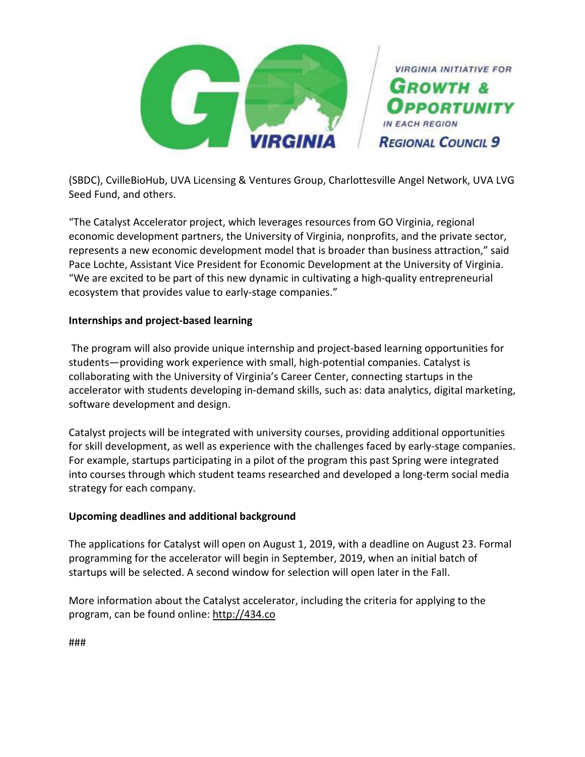(SBDC), CvilleBioHub, UVA Licensing & Ventures Group, Charlottesville Angel Network, UVA LVG Seed Fund, and others.

"The Catalyst Accelerator project, which leverages resources from GO Virginia, regional economic development partners, the University of Virginia, nonprofits, and the private sector, represents a new economic development model that is broader than business attraction," said Pace Lochte, Assistant Vice President for Economic Development at the University of Virginia. "We are excited to be part of this new dynamic in cultivating a high-quality entrepreneurial ecosystem that provides value to early-stage companies."

**Internships and project-based learning**

The program will also provide unique internship and project-based learning opportunities for students—providing work experience with small, high-potential companies. Catalyst is collaborating with the University of Virginia's Career Center, connecting startups in the accelerator with students developing in-demand skills, such as: data analytics, digital marketing, software development and design.

Catalyst projects will be integrated with university courses, providing additional opportunities for skill development, as well as experience with the challenges faced by early-stage companies. For example, startups participating in a pilot of the program this past Spring were integrated into courses through which student teams researched and developed a long-term social media strategy for each company.

**Upcoming deadlines and additional background**

The applications for Catalyst will open on August 1, 2019, with a deadline on August 23. Formal programming for the accelerator will begin in September, 2019, when an initial batch of startups will be selected. A second window for selection will open later in the Fall.

More information about the Catalyst accelerator, including the criteria for applying to the program, can be found online: http://434.co

###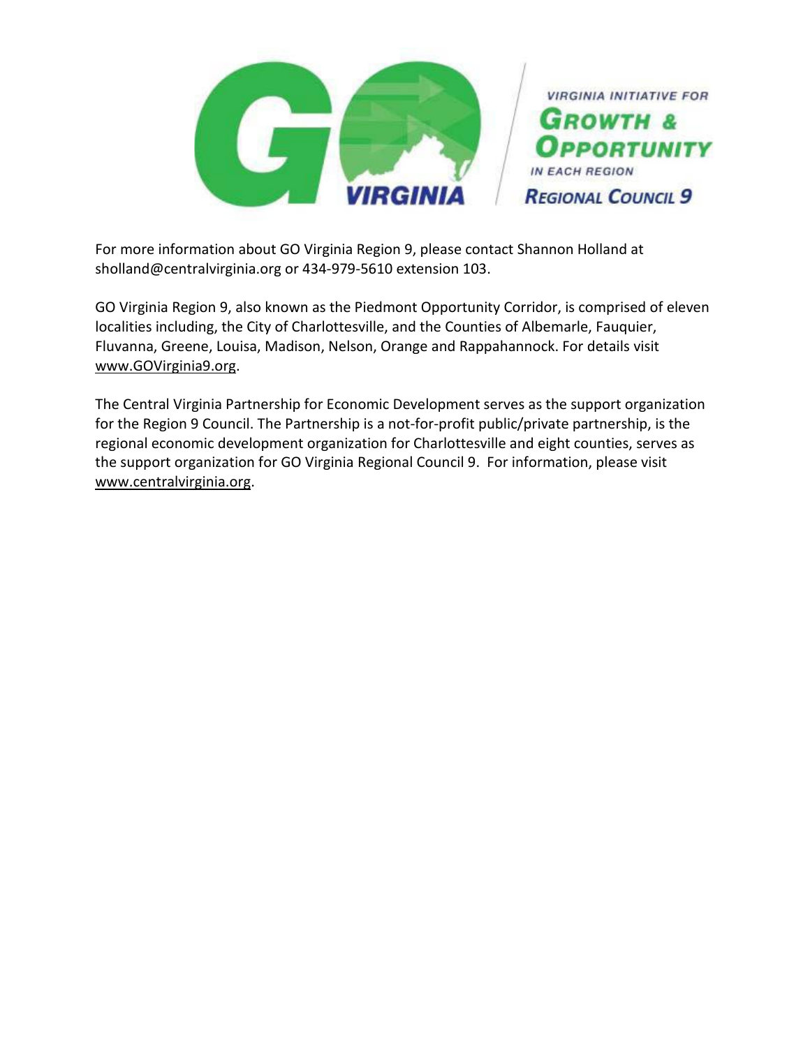For more information about GO Virginia Region 9, please contact Shannon Holland at sholland@centralvirginia.org or 434-979-5610 extension 103.

GO Virginia Region 9, also known as the Piedmont Opportunity Corridor, is comprised of eleven localities including, the City of Charlottesville, and the Counties of Albemarle, Fauquier, Fluvanna, Greene, Louisa, Madison, Nelson, Orange and Rappahannock. For details visit www.GOVirginia9.org.

The Central Virginia Partnership for Economic Development serves as the support organization for the Region 9 Council. The Partnership is a not-for-profit public/private partnership, is the regional economic development organization for Charlottesville and eight counties, serves as the support organization for GO Virginia Regional Council 9. For information, please visit www.centralvirginia.org.